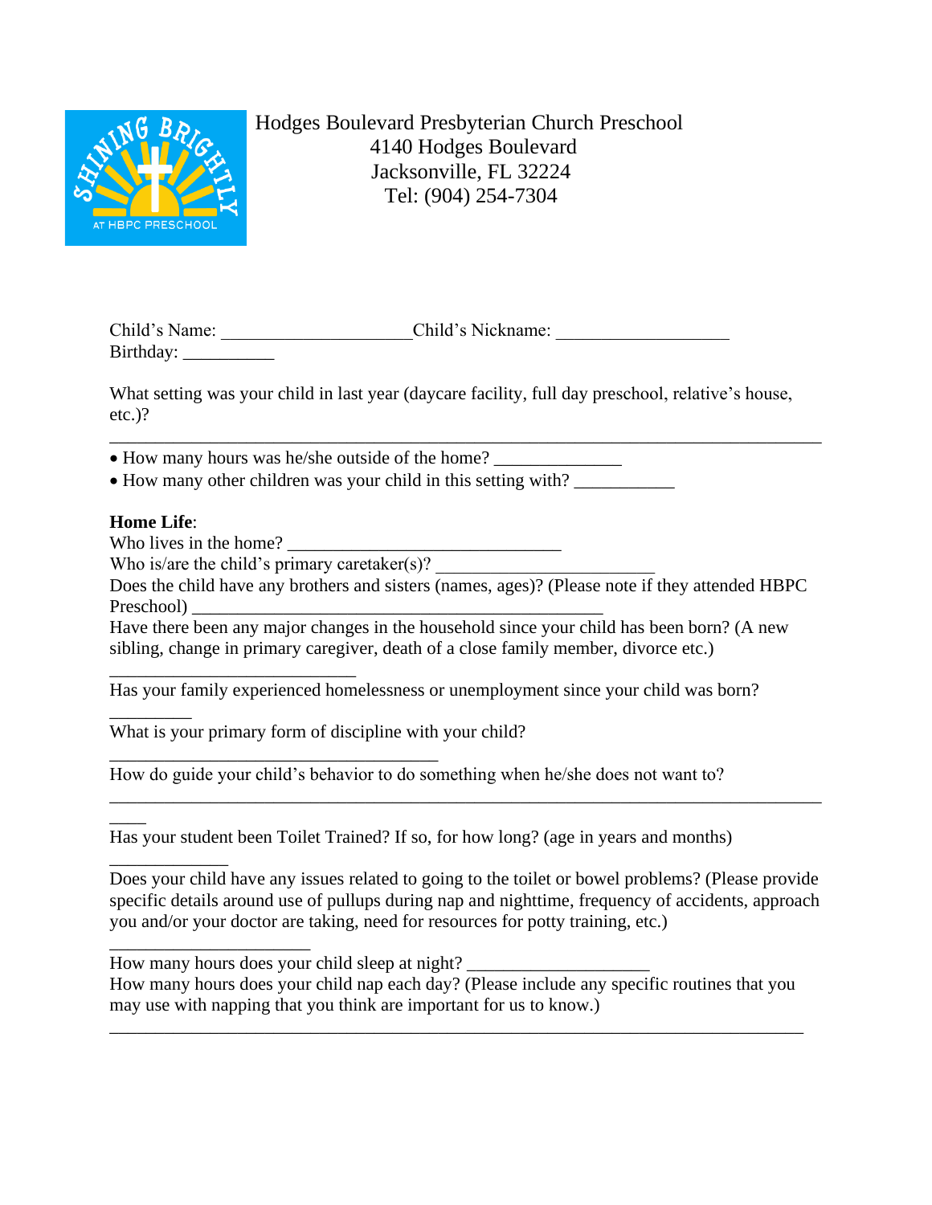Hodges Boulevard Presbyterian Church Preschool
4140 Hodges Boulevard
Jacksonville, FL 32224
Tel: (904) 254-7304

Child's Name: ____________________Child's Nickname: __________________
Birthday: __________

What setting was your child in last year (daycare facility, full day preschool, relative's house, etc.)?
___________________________________________________________________________

- How many hours was he/she outside of the home? _____________
- How many other children was your child in this setting with? ___________

**Home Life**:
Who lives in the home? _____________________________
Who is/are the child's primary caretaker(s)? _______________________
Does the child have any brothers and sisters (names, ages)? (Please note if they attended HBPC Preschool) ____________________________________________
Have there been any major changes in the household since your child has been born? (A new sibling, change in primary caregiver, death of a close family member, divorce etc.)
__________________________
Has your family experienced homelessness or unemployment since your child was born?
_________
What is your primary form of discipline with your child?
___________________________________
How do guide your child's behavior to do something when he/she does not want to?
_______________________________________________________________________________
Has your student been Toilet Trained? If so, for how long? (age in years and months)
_____________
Does your child have any issues related to going to the toilet or bowel problems? (Please provide specific details around use of pullups during nap and nighttime, frequency of accidents, approach you and/or your doctor are taking, need for resources for potty training, etc.)
_____________________
How many hours does your child sleep at night? ___________________
How many hours does your child nap each day? (Please include any specific routines that you may use with napping that you think are important for us to know.)
__________________________________________________________________________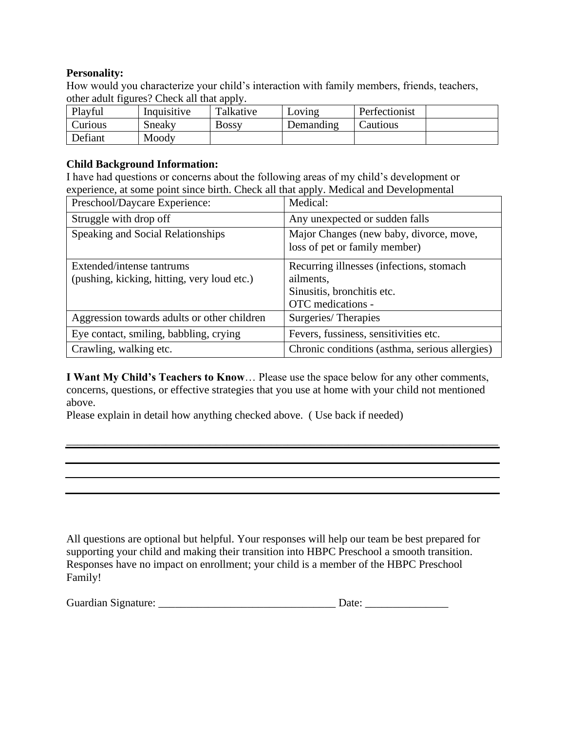**Personality:**

How would you characterize your child's interaction with family members, friends, teachers, other adult figures? Check all that apply.

| | | | | | |
|---|---|---|---|---|---|
| Playful | Inquisitive | Talkative | Loving | Perfectionist | |
| Curious | Sneaky | Bossy | Demanding | Cautious | |
| Defiant | Moody | | | | |

**Child Background Information:**

I have had questions or concerns about the following areas of my child's development or experience, at some point since birth. Check all that apply. Medical and Developmental

| | |
|---|---|
| Preschool/Daycare Experience: | Medical: |
| Struggle with drop off | Any unexpected or sudden falls |
| Speaking and Social Relationships | Major Changes (new baby, divorce, move, loss of pet or family member) |
| Extended/intense tantrums (pushing, kicking, hitting, very loud etc.) | Recurring illnesses (infections, stomach ailments, Sinusitis, bronchitis etc. OTC medications - |
| Aggression towards adults or other children | Surgeries/ Therapies |
| Eye contact, smiling, babbling, crying | Fevers, fussiness, sensitivities etc. |
| Crawling, walking etc. | Chronic conditions (asthma, serious allergies) |

**I Want My Child's Teachers to Know**… Please use the space below for any other comments, concerns, questions, or effective strategies that you use at home with your child not mentioned above.

Please explain in detail how anything checked above. ( Use back if needed)

___

___

___

___

All questions are optional but helpful. Your responses will help our team be best prepared for supporting your child and making their transition into HBPC Preschool a smooth transition. Responses have no impact on enrollment; your child is a member of the HBPC Preschool Family!

Guardian Signature: ________________________________ Date: _______________